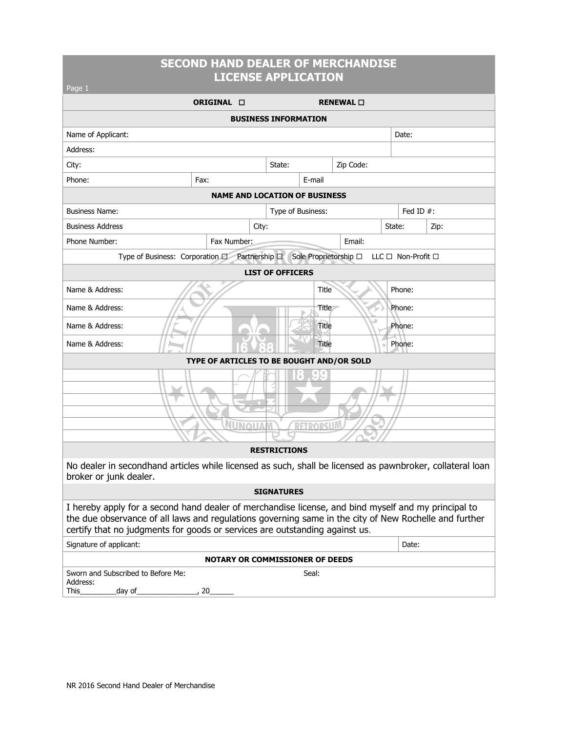# SECOND HAND DEALER OF MERCHANDISE LICENSE APPLICATION

Page 1

ORIGINAL ☐ RENEWAL ☐

## BUSINESS INFORMATION

| Name of Applicant: | | | Date: |
|---|---|---|---|
| Address: | | | |
| City: | State: | Zip Code: | |
| Phone: | Fax: | E-mail | |

## NAME AND LOCATION OF BUSINESS

| Business Name: | | Type of Business: | | Fed ID #: |
|---|---|---|---|---|
| Business Address | City: | | State: | Zip: |
| Phone Number: | Fax Number: | | Email: | |

Type of Business: Corporation ☐ Partnership ☐ Sole Proprietorship ☐ LLC ☐ Non-Profit ☐

## LIST OF OFFICERS

| Name & Address: | Title | Phone: |
|---|---|---|
| Name & Address: | Title | Phone: |
| Name & Address: | Title | Phone: |
| Name & Address: | Title | Phone: |

## TYPE OF ARTICLES TO BE BOUGHT AND/OR SOLD

| |
|---|
| |
| |
| |
| |
| |
| |

## RESTRICTIONS

No dealer in secondhand articles while licensed as such, shall be licensed as pawnbroker, collateral loan broker or junk dealer.

## SIGNATURES

I hereby apply for a second hand dealer of merchandise license, and bind myself and my principal to the due observance of all laws and regulations governing same in the city of New Rochelle and further certify that no judgments for goods or services are outstanding against us.

| Signature of applicant: | Date: |
|---|---|

## NOTARY OR COMMISSIONER OF DEEDS

Sworn and Subscribed to Before Me: Seal:

Address:

This_________day of_______________, 20______

NR 2016 Second Hand Dealer of Merchandise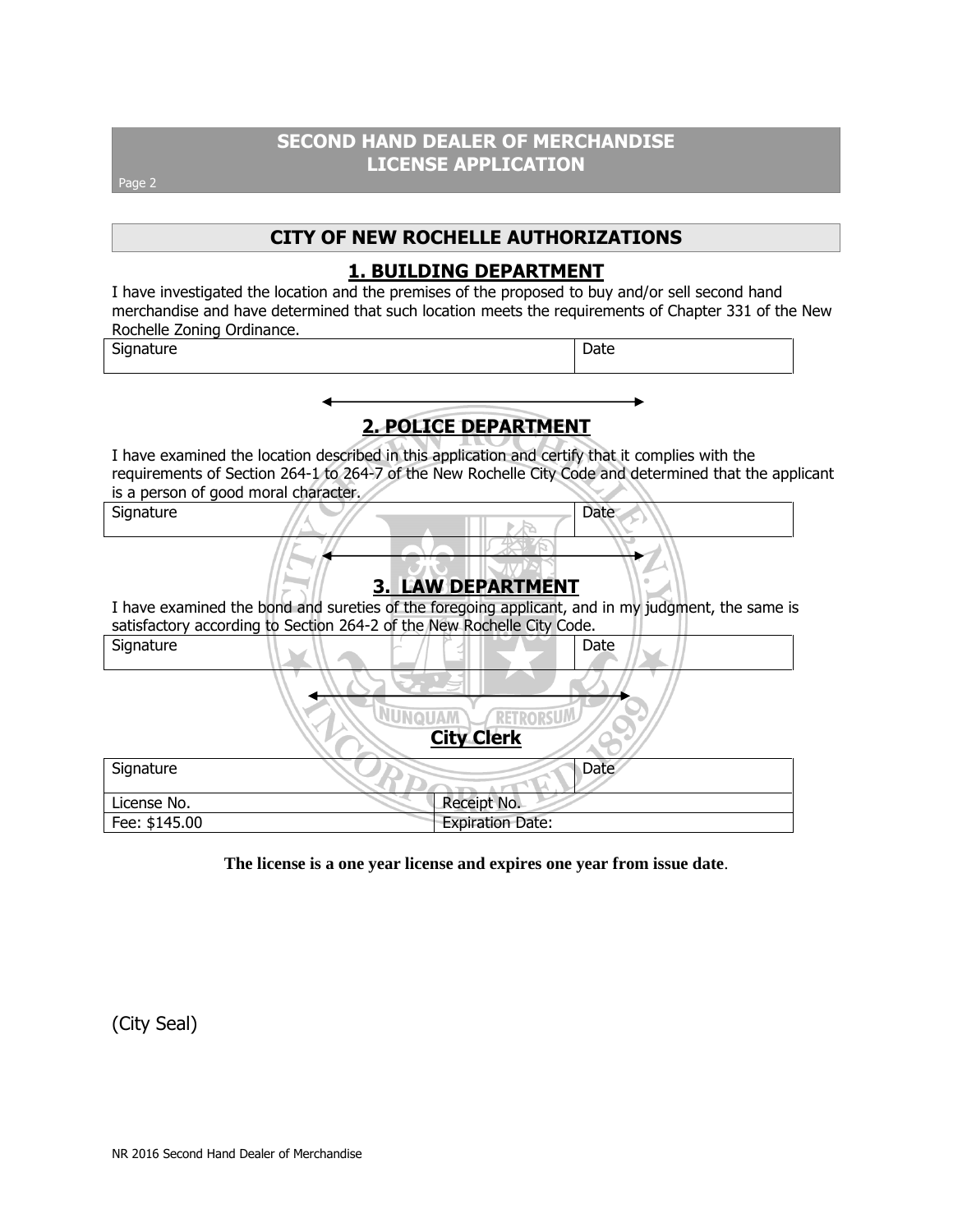# SECOND HAND DEALER OF MERCHANDISE LICENSE APPLICATION

## CITY OF NEW ROCHELLE AUTHORIZATIONS

### 1. BUILDING DEPARTMENT

I have investigated the location and the premises of the proposed to buy and/or sell second hand merchandise and have determined that such location meets the requirements of Chapter 331 of the New Rochelle Zoning Ordinance.

| Signature | Date |
|---|---|

### 2. POLICE DEPARTMENT

I have examined the location described in this application and certify that it complies with the requirements of Section 264-1 to 264-7 of the New Rochelle City Code and determined that the applicant is a person of good moral character.

| Signature | Date |
|---|---|

### 3. LAW DEPARTMENT

I have examined the bond and sureties of the foregoing applicant, and in my judgment, the same is satisfactory according to Section 264-2 of the New Rochelle City Code.

| Signature | Date |
|---|---|

### City Clerk

| Signature | Date |
|---|---|
| License No. | Receipt No. |
| Fee: $145.00 | Expiration Date: |

**The license is a one year license and expires one year from issue date**.

(City Seal)

NR 2016 Second Hand Dealer of Merchandise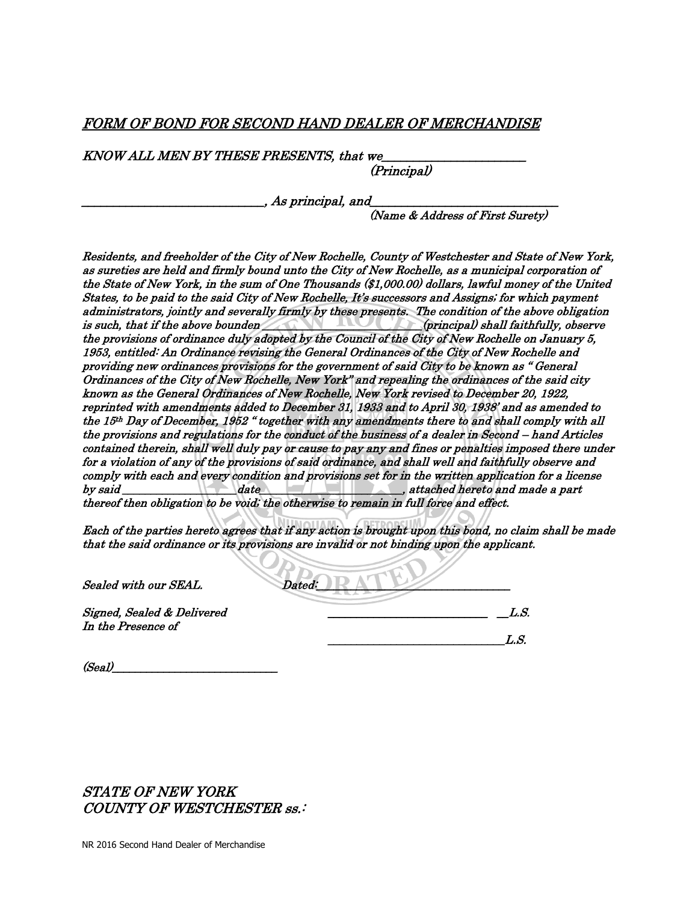*FORM OF BOND FOR SECOND HAND DEALER OF MERCHANDISE*

*KNOW ALL MEN BY THESE PRESENTS, that we______________________*
*(Principal)*

*______________________________, As principal, and______________________________*
*(Name & Address of First Surety)*

*Residents, and freeholder of the City of New Rochelle, County of Westchester and State of New York, as sureties are held and firmly bound unto the City of New Rochelle, as a municipal corporation of the State of New York, in the sum of One Thousands ($1,000.00) dollars, lawful money of the United States, to be paid to the said City of New Rochelle, It's successors and Assigns; for which payment administrators, jointly and severally firmly by these presents. The condition of the above obligation is such, that if the above bounden______________________(principal) shall faithfully, observe the provisions of ordinance duly adopted by the Council of the City of New Rochelle on January 5, 1953, entitled: An Ordinance revising the General Ordinances of the City of New Rochelle and providing new ordinances provisions for the government of said City to be known as " General Ordinances of the City of New Rochelle, New York" and repealing the ordinances of the said city known as the General Ordinances of New Rochelle, New York revised to December 20, 1922, reprinted with amendments added to December 31, 1933 and to April 30, 1938' and as amended to the 15th Day of December, 1952 " together with any amendments there to and shall comply with all the provisions and regulations for the conduct of the business of a dealer in Second – hand Articles contained therein, shall well duly pay or cause to pay any and fines or penalties imposed there under for a violation of any of the provisions of said ordinance, and shall well and faithfully observe and comply with each and every condition and provisions set for in the written application for a license by said____________________date________________________, attached hereto and made a part thereof then obligation to be void; the otherwise to remain in full force and effect.*

*Each of the parties hereto agrees that if any action is brought upon this bond, no claim shall be made that the said ordinance or its provisions are invalid or not binding upon the applicant.*

*Sealed with our SEAL.* *Dated:______________________________*

*Signed, Sealed & Delivered* *______________________________ __L.S.*
*In the Presence of*
*______________________________L.S.*

*(Seal)____________________________*

*STATE OF NEW YORK*
*COUNTY OF WESTCHESTER ss.:*

NR 2016 Second Hand Dealer of Merchandise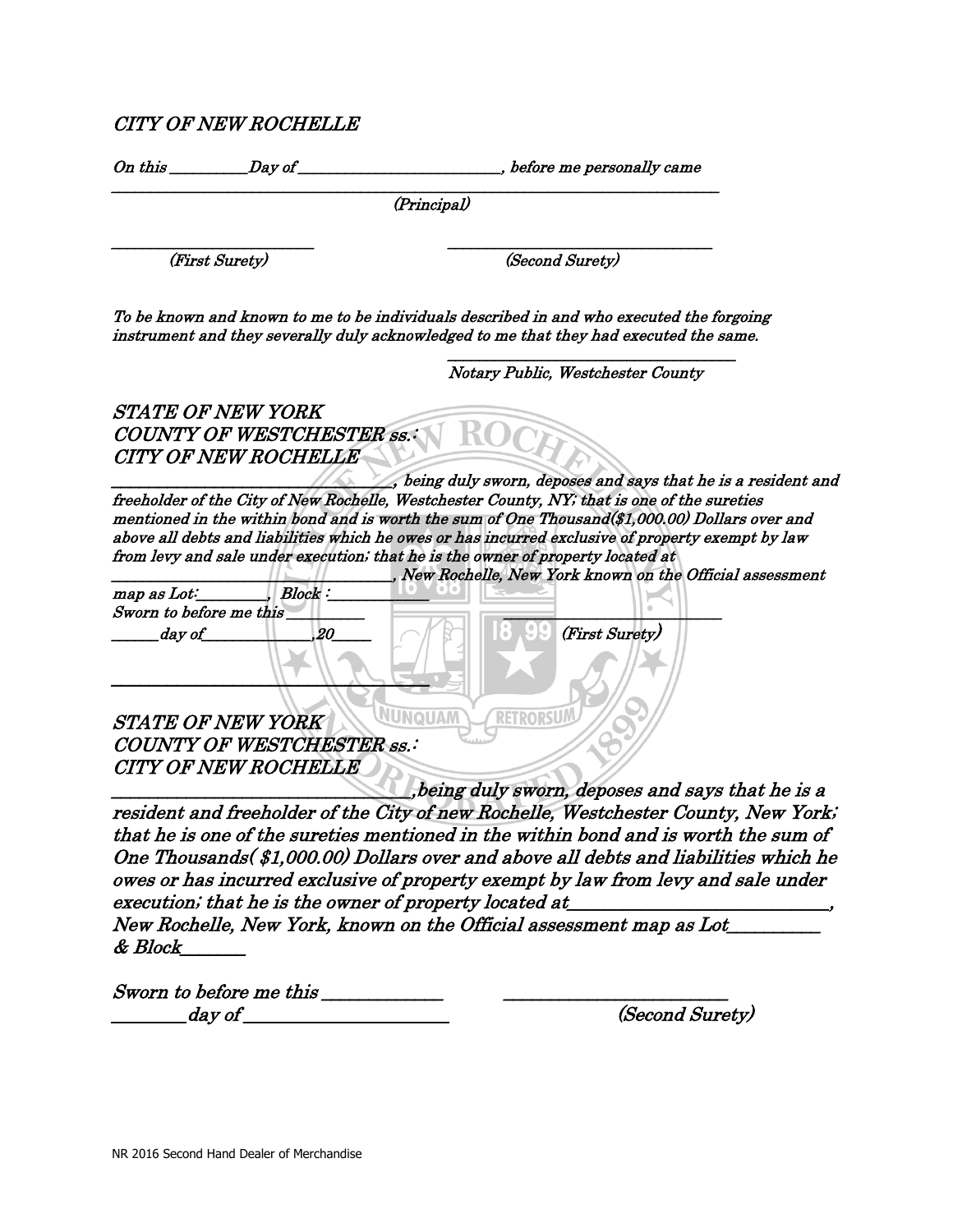*CITY OF NEW ROCHELLE*

*On this _________Day of________________________, before me personally came*

*___________________________________________________________________________*

*(Principal)*

*______________________* *______________________________*

*(First Surety)* *(Second Surety)*

*To be known and known to me to be individuals described in and who executed the forgoing instrument and they severally duly acknowledged to me that they had executed the same.*

*________________________________*

*Notary Public, Westchester County*

*STATE OF NEW YORK*
*COUNTY OF WESTCHESTER ss.:*
*CITY OF NEW ROCHELLE*

*______________________________, being duly sworn, deposes and says that he is a resident and freeholder of the City of New Rochelle, Westchester County, NY; that is one of the sureties mentioned in the within bond and is worth the sum of One Thousand($1,000.00) Dollars over and above all debts and liabilities which he owes or has incurred exclusive of property exempt by law from levy and sale under execution; that he is the owner of property located at ______________________________, New Rochelle, New York known on the Official assessment map as Lot:________, Block :___________*

*Sworn to before me this__________*
*______day of_____________,20_____*

*________________________* *(First Surety)*

*________________________________*

*STATE OF NEW YORK*
*COUNTY OF WESTCHESTER ss.:*
*CITY OF NEW ROCHELLE*

*______________________________,being duly sworn, deposes and says that he is a resident and freeholder of the City of new Rochelle, Westchester County, New York; that he is one of the sureties mentioned in the within bond and is worth the sum of One Thousands( $1,000.00) Dollars over and above all debts and liabilities which he owes or has incurred exclusive of property exempt by law from levy and sale under execution; that he is the owner of property located at__________________________, New Rochelle, New York, known on the Official assessment map as Lot_________ & Block_______*

*Sworn to before me this ____________* *_______________________*
*________day of_____________________* *(Second Surety)*

NR 2016 Second Hand Dealer of Merchandise